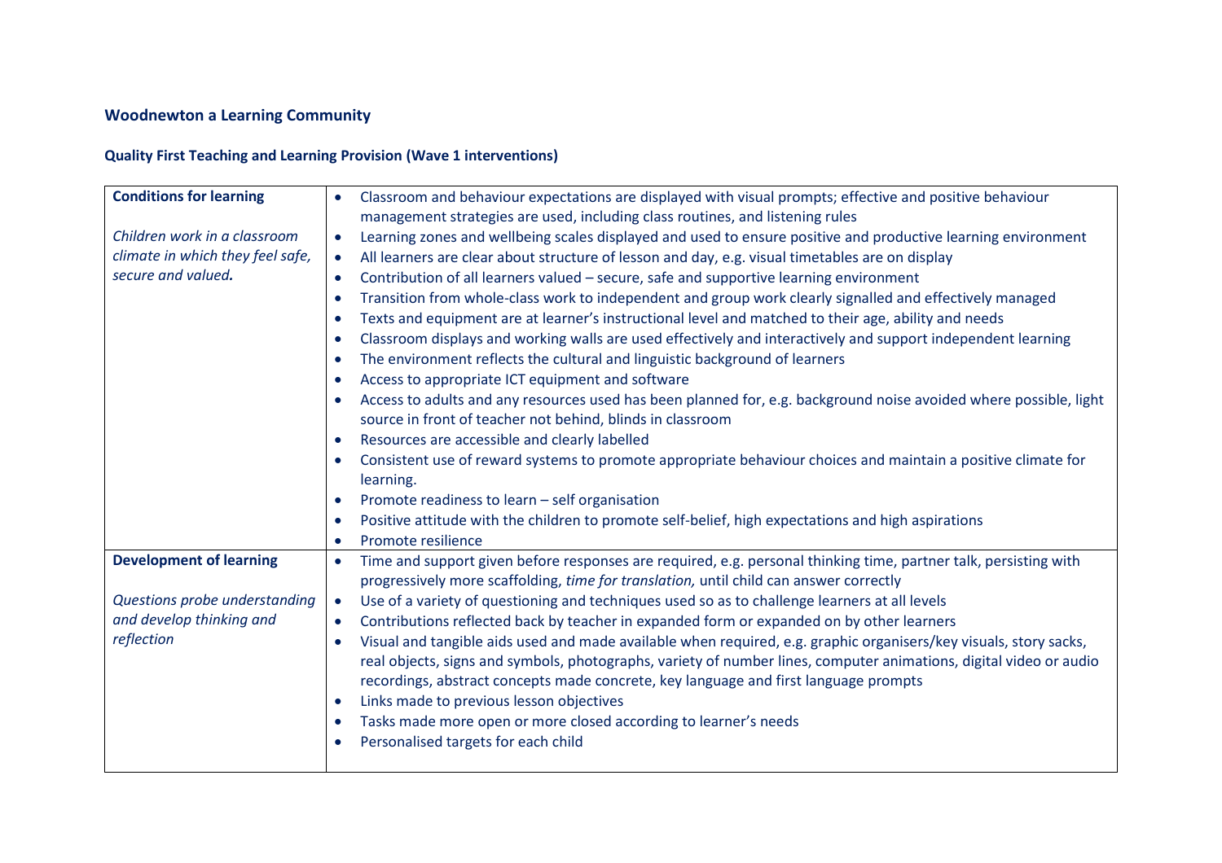**Woodnewton a Learning Community**

**Quality First Teaching and Learning Provision (Wave 1 interventions)**

| | |
|---|---|
| **Conditions for learning**<br><br>*Children work in a classroom climate in which they feel safe, secure and valued.* | • Classroom and behaviour expectations are displayed with visual prompts; effective and positive behaviour management strategies are used, including class routines, and listening rules<br>• Learning zones and wellbeing scales displayed and used to ensure positive and productive learning environment<br>• All learners are clear about structure of lesson and day, e.g. visual timetables are on display<br>• Contribution of all learners valued – secure, safe and supportive learning environment<br>• Transition from whole-class work to independent and group work clearly signalled and effectively managed<br>• Texts and equipment are at learner's instructional level and matched to their age, ability and needs<br>• Classroom displays and working walls are used effectively and interactively and support independent learning<br>• The environment reflects the cultural and linguistic background of learners<br>• Access to appropriate ICT equipment and software<br>• Access to adults and any resources used has been planned for, e.g. background noise avoided where possible, light source in front of teacher not behind, blinds in classroom<br>• Resources are accessible and clearly labelled<br>• Consistent use of reward systems to promote appropriate behaviour choices and maintain a positive climate for learning.<br>• Promote readiness to learn – self organisation<br>• Positive attitude with the children to promote self-belief, high expectations and high aspirations<br>• Promote resilience |
| **Development of learning**<br><br>*Questions probe understanding and develop thinking and reflection* | • Time and support given before responses are required, e.g. personal thinking time, partner talk, persisting with progressively more scaffolding, *time for translation,* until child can answer correctly<br>• Use of a variety of questioning and techniques used so as to challenge learners at all levels<br>• Contributions reflected back by teacher in expanded form or expanded on by other learners<br>• Visual and tangible aids used and made available when required, e.g. graphic organisers/key visuals, story sacks, real objects, signs and symbols, photographs, variety of number lines, computer animations, digital video or audio recordings, abstract concepts made concrete, key language and first language prompts<br>• Links made to previous lesson objectives<br>• Tasks made more open or more closed according to learner's needs<br>• Personalised targets for each child |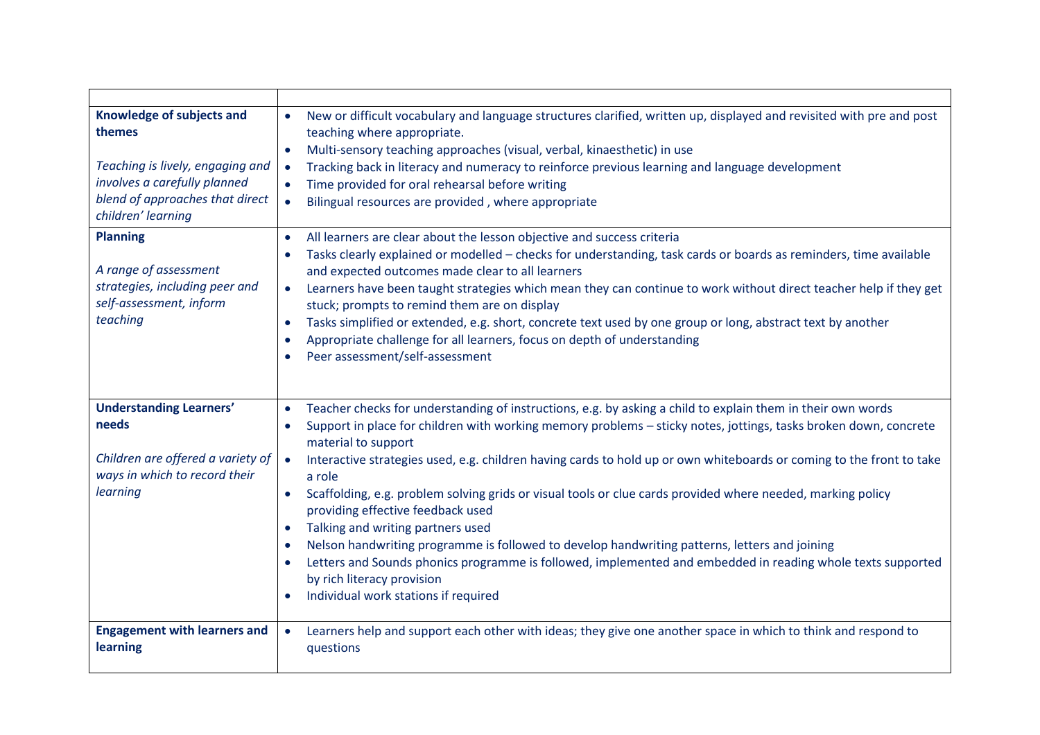| | |
|---|---|
| **Knowledge of subjects and themes**<br><br>*Teaching is lively, engaging and involves a carefully planned blend of approaches that direct children' learning* | • New or difficult vocabulary and language structures clarified, written up, displayed and revisited with pre and post teaching where appropriate.<br>• Multi-sensory teaching approaches (visual, verbal, kinaesthetic) in use<br>• Tracking back in literacy and numeracy to reinforce previous learning and language development<br>• Time provided for oral rehearsal before writing<br>• Bilingual resources are provided , where appropriate |
| **Planning**<br><br>*A range of assessment strategies, including peer and self-assessment, inform teaching* | • All learners are clear about the lesson objective and success criteria<br>• Tasks clearly explained or modelled – checks for understanding, task cards or boards as reminders, time available and expected outcomes made clear to all learners<br>• Learners have been taught strategies which mean they can continue to work without direct teacher help if they get stuck; prompts to remind them are on display<br>• Tasks simplified or extended, e.g. short, concrete text used by one group or long, abstract text by another<br>• Appropriate challenge for all learners, focus on depth of understanding<br>• Peer assessment/self-assessment |
| **Understanding Learners' needs**<br><br>*Children are offered a variety of ways in which to record their learning* | • Teacher checks for understanding of instructions, e.g. by asking a child to explain them in their own words<br>• Support in place for children with working memory problems – sticky notes, jottings, tasks broken down, concrete material to support<br>• Interactive strategies used, e.g. children having cards to hold up or own whiteboards or coming to the front to take a role<br>• Scaffolding, e.g. problem solving grids or visual tools or clue cards provided where needed, marking policy providing effective feedback used<br>• Talking and writing partners used<br>• Nelson handwriting programme is followed to develop handwriting patterns, letters and joining<br>• Letters and Sounds phonics programme is followed, implemented and embedded in reading whole texts supported by rich literacy provision<br>• Individual work stations if required |
| **Engagement with learners and learning** | • Learners help and support each other with ideas; they give one another space in which to think and respond to questions |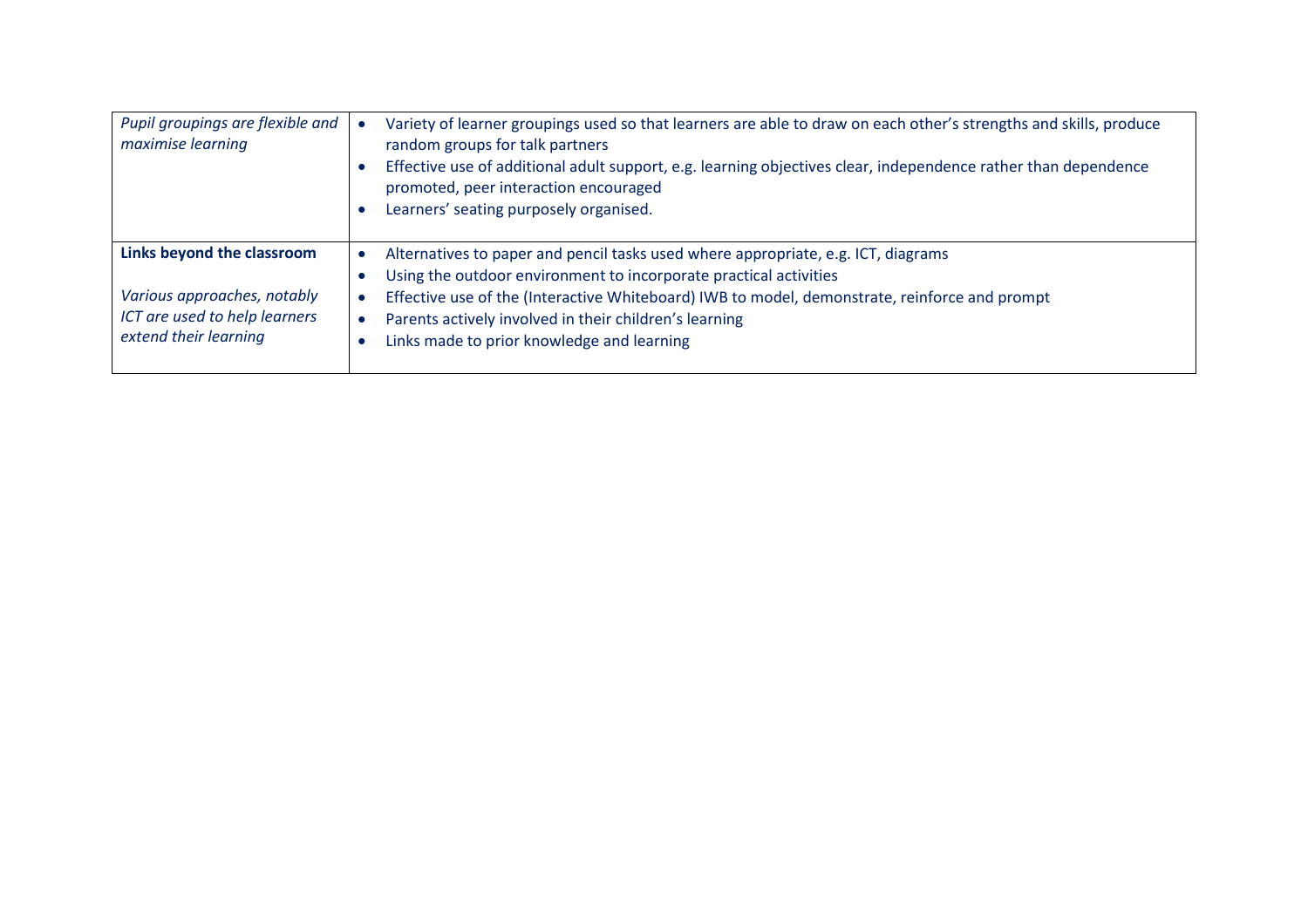| | |
|---|---|
| *Pupil groupings are flexible and maximise learning* | • Variety of learner groupings used so that learners are able to draw on each other's strengths and skills, produce random groups for talk partners<br>• Effective use of additional adult support, e.g. learning objectives clear, independence rather than dependence promoted, peer interaction encouraged<br>• Learners' seating purposely organised. |
| **Links beyond the classroom**<br><br>*Various approaches, notably ICT are used to help learners extend their learning* | • Alternatives to paper and pencil tasks used where appropriate, e.g. ICT, diagrams<br>• Using the outdoor environment to incorporate practical activities<br>• Effective use of the (Interactive Whiteboard) IWB to model, demonstrate, reinforce and prompt<br>• Parents actively involved in their children's learning<br>• Links made to prior knowledge and learning |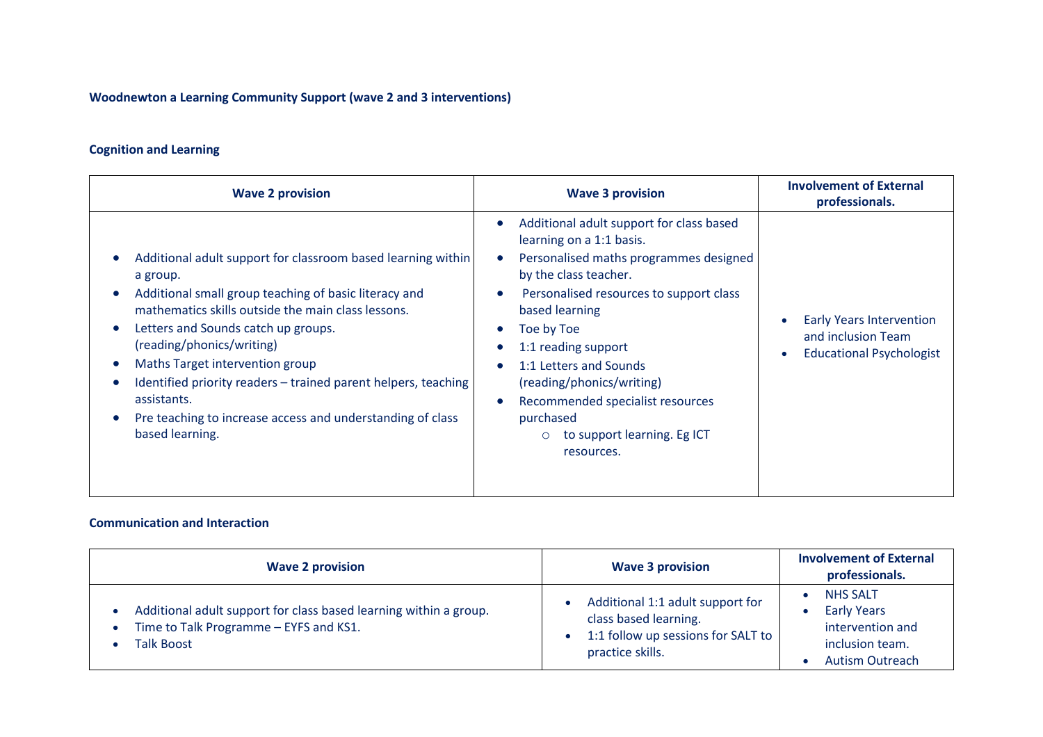**Woodnewton a Learning Community Support (wave 2 and 3 interventions)**

**Cognition and Learning**

| Wave 2 provision | Wave 3 provision | Involvement of External professionals. |
|---|---|---|
| • Additional adult support for classroom based learning within a group.<br>• Additional small group teaching of basic literacy and mathematics skills outside the main class lessons.<br>• Letters and Sounds catch up groups. (reading/phonics/writing)<br>• Maths Target intervention group<br>• Identified priority readers – trained parent helpers, teaching assistants.<br>• Pre teaching to increase access and understanding of class based learning. | • Additional adult support for class based learning on a 1:1 basis.<br>• Personalised maths programmes designed by the class teacher.<br>• Personalised resources to support class based learning<br>• Toe by Toe<br>• 1:1 reading support<br>• 1:1 Letters and Sounds (reading/phonics/writing)<br>• Recommended specialist resources purchased<br>  ○ to support learning. Eg ICT resources. | • Early Years Intervention and inclusion Team<br>• Educational Psychologist |

**Communication and Interaction**

| Wave 2 provision | Wave 3 provision | Involvement of External professionals. |
|---|---|---|
| • Additional adult support for class based learning within a group.<br>• Time to Talk Programme – EYFS and KS1.<br>• Talk Boost | • Additional 1:1 adult support for class based learning.<br>• 1:1 follow up sessions for SALT to practice skills. | • NHS SALT<br>• Early Years intervention and inclusion team.<br>• Autism Outreach |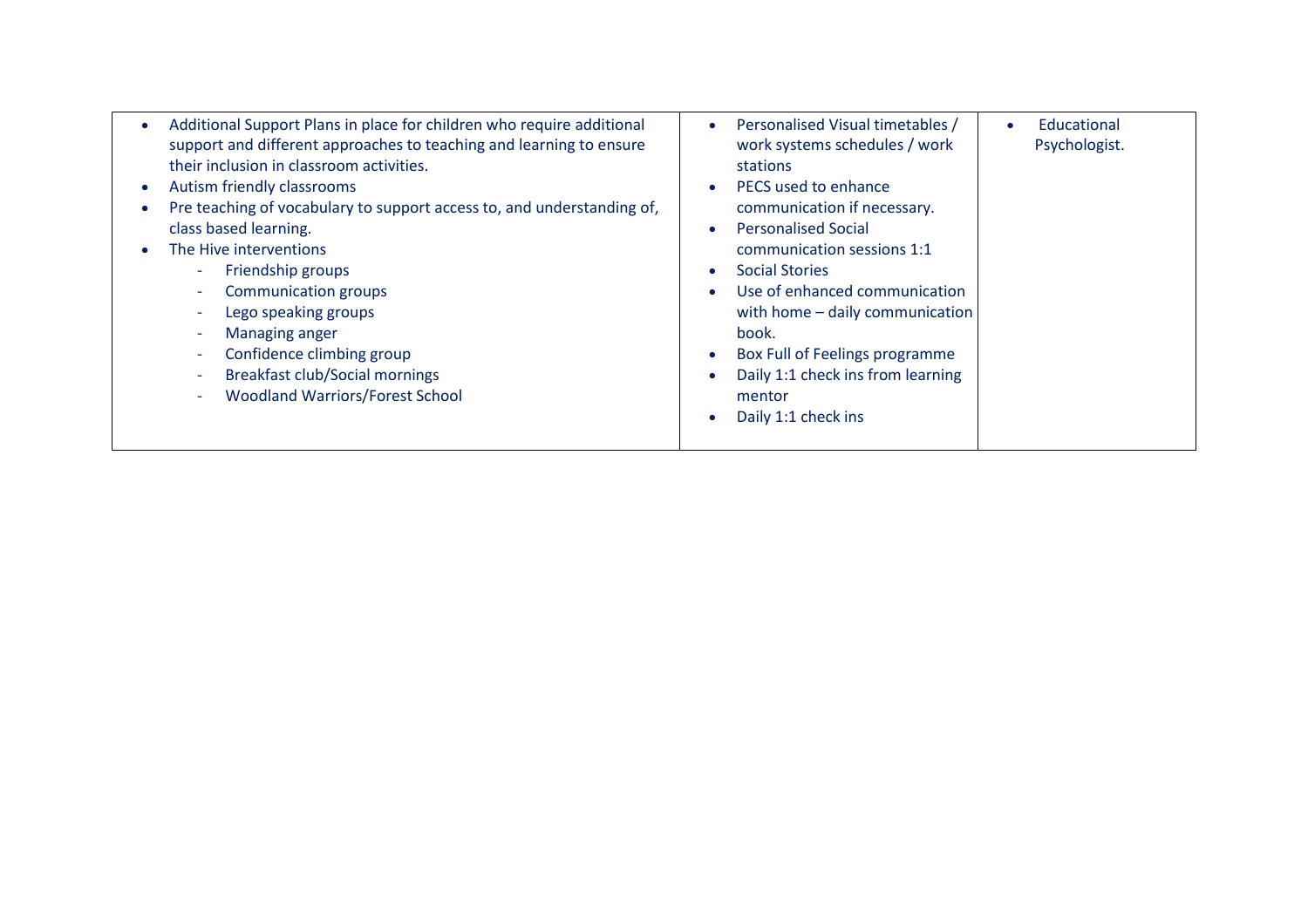| | | |
|---|---|---|
| • Additional Support Plans in place for children who require additional support and different approaches to teaching and learning to ensure their inclusion in classroom activities.<br>• Autism friendly classrooms<br>• Pre teaching of vocabulary to support access to, and understanding of, class based learning.<br>• The Hive interventions<br>  - Friendship groups<br>  - Communication groups<br>  - Lego speaking groups<br>  - Managing anger<br>  - Confidence climbing group<br>  - Breakfast club/Social mornings<br>  - Woodland Warriors/Forest School | • Personalised Visual timetables / work systems schedules / work stations<br>• PECS used to enhance communication if necessary.<br>• Personalised Social communication sessions 1:1<br>• Social Stories<br>• Use of enhanced communication with home – daily communication book.<br>• Box Full of Feelings programme<br>• Daily 1:1 check ins from learning mentor<br>• Daily 1:1 check ins | • Educational Psychologist. |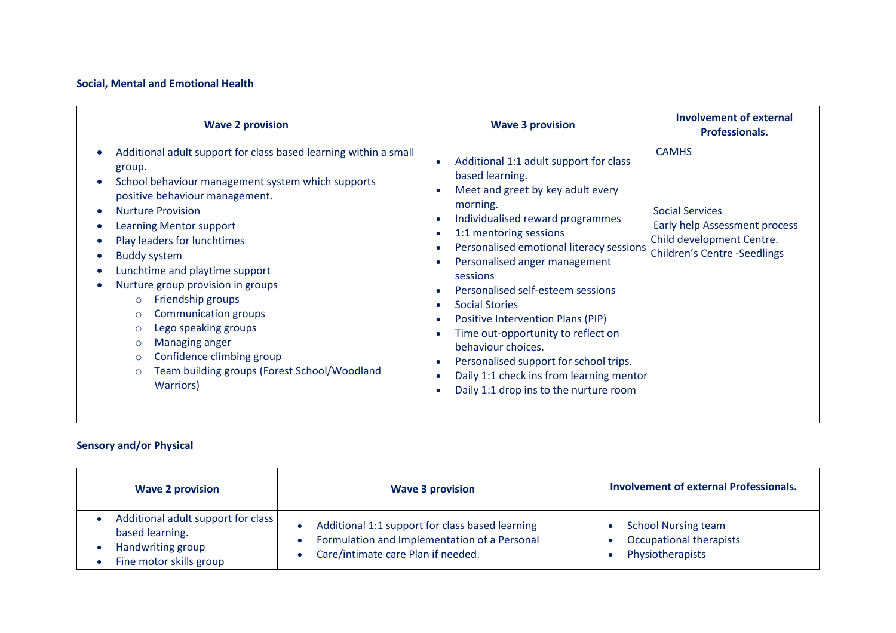**Social, Mental and Emotional Health**

| Wave 2 provision | Wave 3 provision | Involvement of external Professionals. |
|---|---|---|
| • Additional adult support for class based learning within a small group.<br>• School behaviour management system which supports positive behaviour management.<br>• Nurture Provision<br>• Learning Mentor support<br>• Play leaders for lunchtimes<br>• Buddy system<br>• Lunchtime and playtime support<br>• Nurture group provision in groups<br>  ○ Friendship groups<br>  ○ Communication groups<br>  ○ Lego speaking groups<br>  ○ Managing anger<br>  ○ Confidence climbing group<br>  ○ Team building groups (Forest School/Woodland Warriors) | • Additional 1:1 adult support for class based learning.<br>• Meet and greet by key adult every morning.<br>• Individualised reward programmes<br>• 1:1 mentoring sessions<br>• Personalised emotional literacy sessions<br>• Personalised anger management sessions<br>• Personalised self-esteem sessions<br>• Social Stories<br>• Positive Intervention Plans (PIP)<br>• Time out-opportunity to reflect on behaviour choices.<br>• Personalised support for school trips.<br>• Daily 1:1 check ins from learning mentor<br>• Daily 1:1 drop ins to the nurture room | CAMHS<br><br>Social Services<br>Early help Assessment process<br>Child development Centre.<br>Children's Centre -Seedlings |

**Sensory and/or Physical**

| Wave 2 provision | Wave 3 provision | Involvement of external Professionals. |
|---|---|---|
| • Additional adult support for class based learning.<br>• Handwriting group<br>• Fine motor skills group | • Additional 1:1 support for class based learning<br>• Formulation and Implementation of a Personal<br>• Care/intimate care Plan if needed. | • School Nursing team<br>• Occupational therapists<br>• Physiotherapists |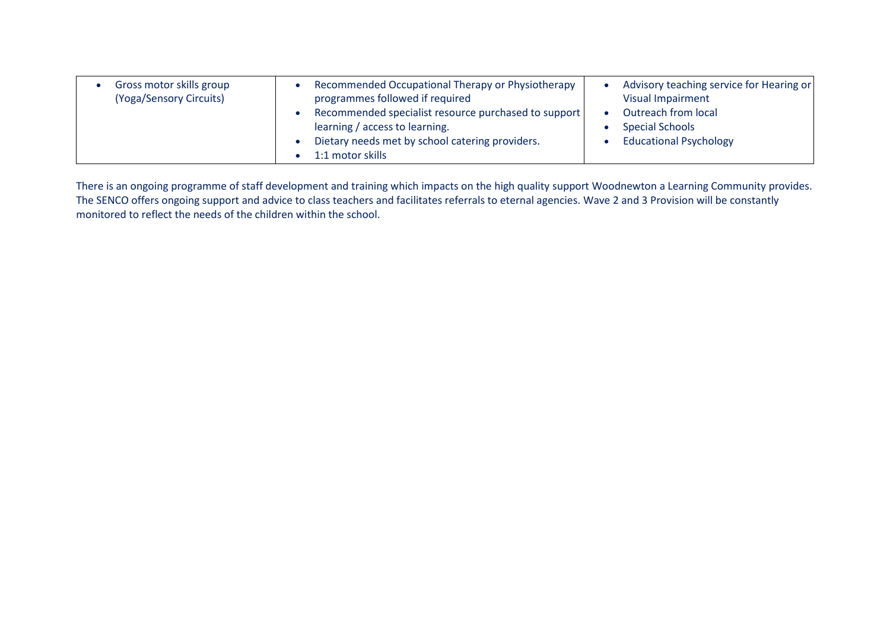| | | |
|---|---|---|
| • Gross motor skills group (Yoga/Sensory Circuits) | • Recommended Occupational Therapy or Physiotherapy programmes followed if required<br>• Recommended specialist resource purchased to support learning / access to learning.<br>• Dietary needs met by school catering providers.<br>• 1:1 motor skills | • Advisory teaching service for Hearing or Visual Impairment<br>• Outreach from local<br>• Special Schools<br>• Educational Psychology |

There is an ongoing programme of staff development and training which impacts on the high quality support Woodnewton a Learning Community provides. The SENCO offers ongoing support and advice to class teachers and facilitates referrals to eternal agencies. Wave 2 and 3 Provision will be constantly monitored to reflect the needs of the children within the school.